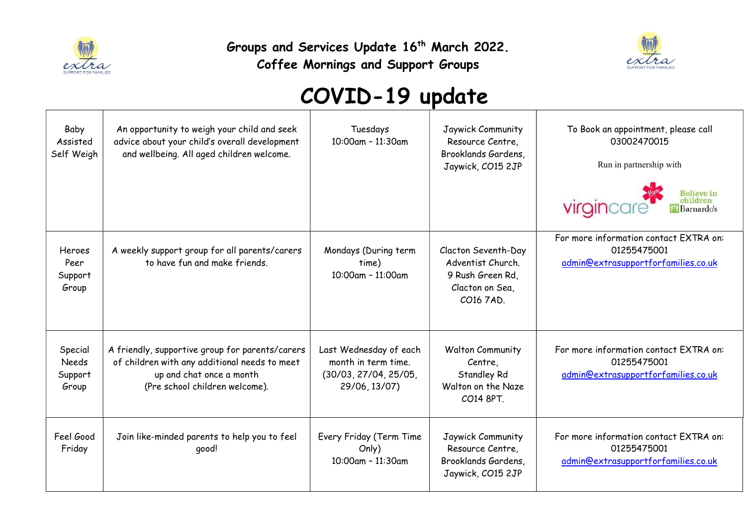**Groups and Services Update 16th March 2022.**
**Coffee Mornings and Support Groups**

# COVID-19 update

| | | | | |
|---|---|---|---|---|
| Baby Assisted Self Weigh | An opportunity to weigh your child and seek advice about your child's overall development and wellbeing. All aged children welcome. | Tuesdays 10:00am – 11:30am | Jaywick Community Resource Centre, Brooklands Gardens, Jaywick, CO15 2JP | To Book an appointment, please call 03002470015<br><br>Run in partnership with<br><br>virgincare Believe in children Barnardo's |
| Heroes Peer Support Group | A weekly support group for all parents/carers to have fun and make friends. | Mondays (During term time) 10:00am – 11:00am | Clacton Seventh-Day Adventist Church. 9 Rush Green Rd, Clacton on Sea, CO16 7AD. | For more information contact EXTRA on: 01255475001 admin@extrasupportforfamilies.co.uk |
| Special Needs Support Group | A friendly, supportive group for parents/carers of children with any additional needs to meet up and chat once a month (Pre school children welcome). | Last Wednesday of each month in term time. (30/03, 27/04, 25/05, 29/06, 13/07) | Walton Community Centre, Standley Rd Walton on the Naze CO14 8PT. | For more information contact EXTRA on: 01255475001 admin@extrasupportforfamilies.co.uk |
| Feel Good Friday | Join like-minded parents to help you to feel good! | Every Friday (Term Time Only) 10:00am – 11:30am | Jaywick Community Resource Centre, Brooklands Gardens, Jaywick, CO15 2JP | For more information contact EXTRA on: 01255475001 admin@extrasupportforfamilies.co.uk |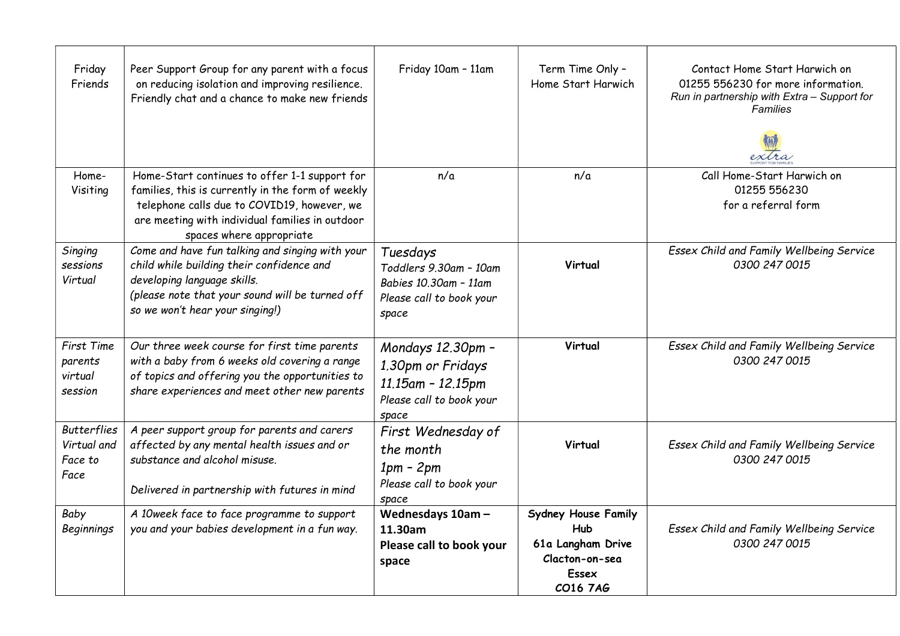| | | | | |
|---|---|---|---|---|
| Friday Friends | Peer Support Group for any parent with a focus on reducing isolation and improving resilience. Friendly chat and a chance to make new friends | Friday 10am – 11am | Term Time Only – Home Start Harwich | Contact Home Start Harwich on 01255 556230 for more information. *Run in partnership with Extra – Support for Families* |
| Home-Visiting | Home-Start continues to offer 1-1 support for families, this is currently in the form of weekly telephone calls due to COVID19, however, we are meeting with individual families in outdoor spaces where appropriate | n/a | n/a | Call Home-Start Harwich on 01255 556230 for a referral form |
| *Singing sessions Virtual* | *Come and have fun talking and singing with your child while building their confidence and developing language skills. (please note that your sound will be turned off so we won't hear your singing!)* | *Tuesdays Toddlers 9.30am – 10am Babies 10.30am – 11am Please call to book your space* | **Virtual** | *Essex Child and Family Wellbeing Service 0300 247 0015* |
| *First Time parents virtual session* | *Our three week course for first time parents with a baby from 6 weeks old covering a range of topics and offering you the opportunities to share experiences and meet other new parents* | *Mondays 12.30pm – 1.30pm or Fridays 11.15am – 12.15pm Please call to book your space* | **Virtual** | *Essex Child and Family Wellbeing Service 0300 247 0015* |
| *Butterflies Virtual and Face to Face* | *A peer support group for parents and carers affected by any mental health issues and or substance and alcohol misuse. Delivered in partnership with futures in mind* | *First Wednesday of the month 1pm – 2pm Please call to book your space* | **Virtual** | *Essex Child and Family Wellbeing Service 0300 247 0015* |
| *Baby Beginnings* | *A 10week face to face programme to support you and your babies development in a fun way.* | **Wednesdays 10am – 11.30am Please call to book your space** | **Sydney House Family Hub 61a Langham Drive Clacton-on-sea Essex CO16 7AG** | *Essex Child and Family Wellbeing Service 0300 247 0015* |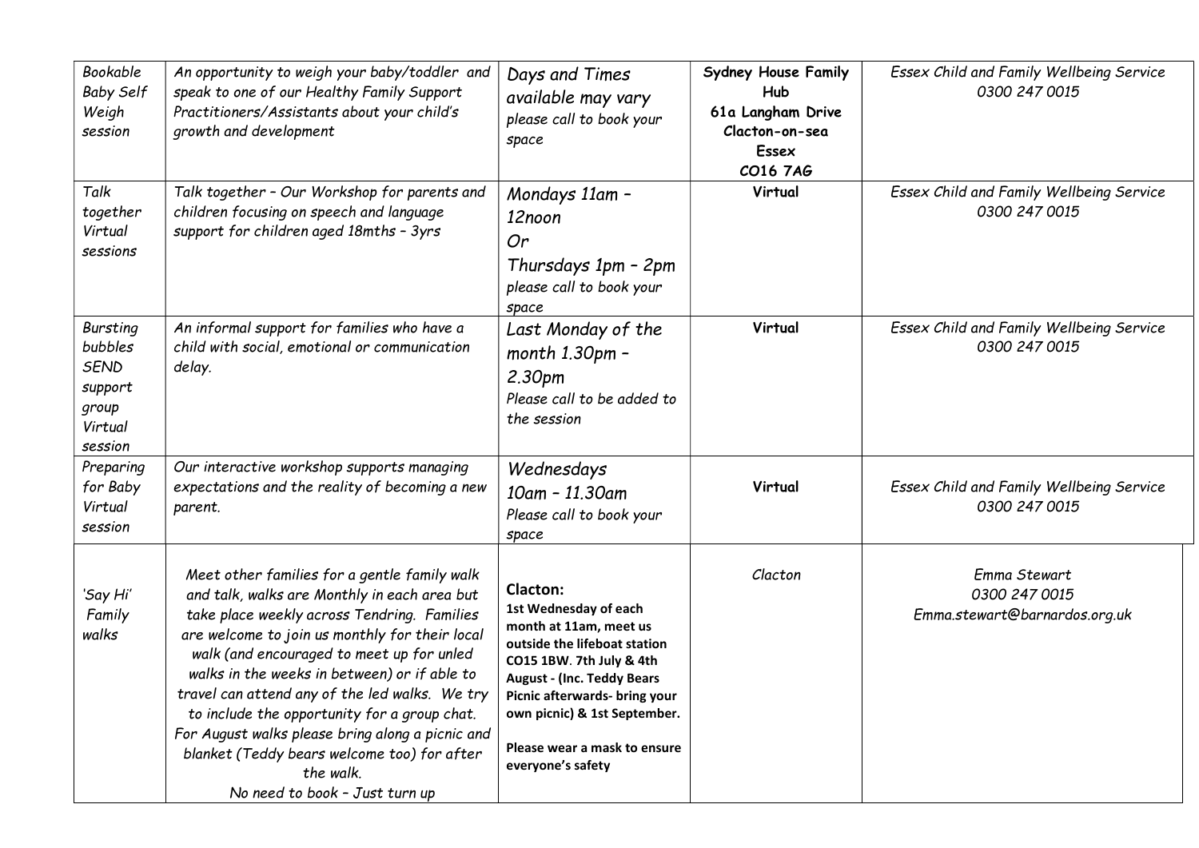| | | | | |
|---|---|---|---|---|
| *Bookable Baby Self Weigh session* | *An opportunity to weigh your baby/toddler and speak to one of our Healthy Family Support Practitioners/Assistants about your child's growth and development* | *Days and Times available may vary* *please call to book your space* | **Sydney House Family Hub 61a Langham Drive Clacton-on-sea Essex CO16 7AG** | *Essex Child and Family Wellbeing Service 0300 247 0015* |
| *Talk together Virtual sessions* | *Talk together – Our Workshop for parents and children focusing on speech and language support for children aged 18mths – 3yrs* | *Mondays 11am – 12noon Or Thursdays 1pm – 2pm* *please call to book your space* | **Virtual** | *Essex Child and Family Wellbeing Service 0300 247 0015* |
| *Bursting bubbles SEND support group Virtual session* | *An informal support for families who have a child with social, emotional or communication delay.* | *Last Monday of the month 1.30pm – 2.30pm* *Please call to be added to the session* | **Virtual** | *Essex Child and Family Wellbeing Service 0300 247 0015* |
| *Preparing for Baby Virtual session* | *Our interactive workshop supports managing expectations and the reality of becoming a new parent.* | *Wednesdays 10am – 11.30am* *Please call to book your space* | **Virtual** | *Essex Child and Family Wellbeing Service 0300 247 0015* |
| *'Say Hi' Family walks* | *Meet other families for a gentle family walk and talk, walks are Monthly in each area but take place weekly across Tendring. Families are welcome to join us monthly for their local walk (and encouraged to meet up for unled walks in the weeks in between) or if able to travel can attend any of the led walks. We try to include the opportunity for a group chat. For August walks please bring along a picnic and blanket (Teddy bears welcome too) for after the walk.* *No need to book – Just turn up* | **Clacton:** **1st Wednesday of each month at 11am, meet us outside the lifeboat station CO15 1BW. 7th July & 4th August - (Inc. Teddy Bears Picnic afterwards- bring your own picnic) & 1st September.** **Please wear a mask to ensure everyone's safety** | *Clacton* | *Emma Stewart 0300 247 0015 Emma.stewart@barnardos.org.uk* |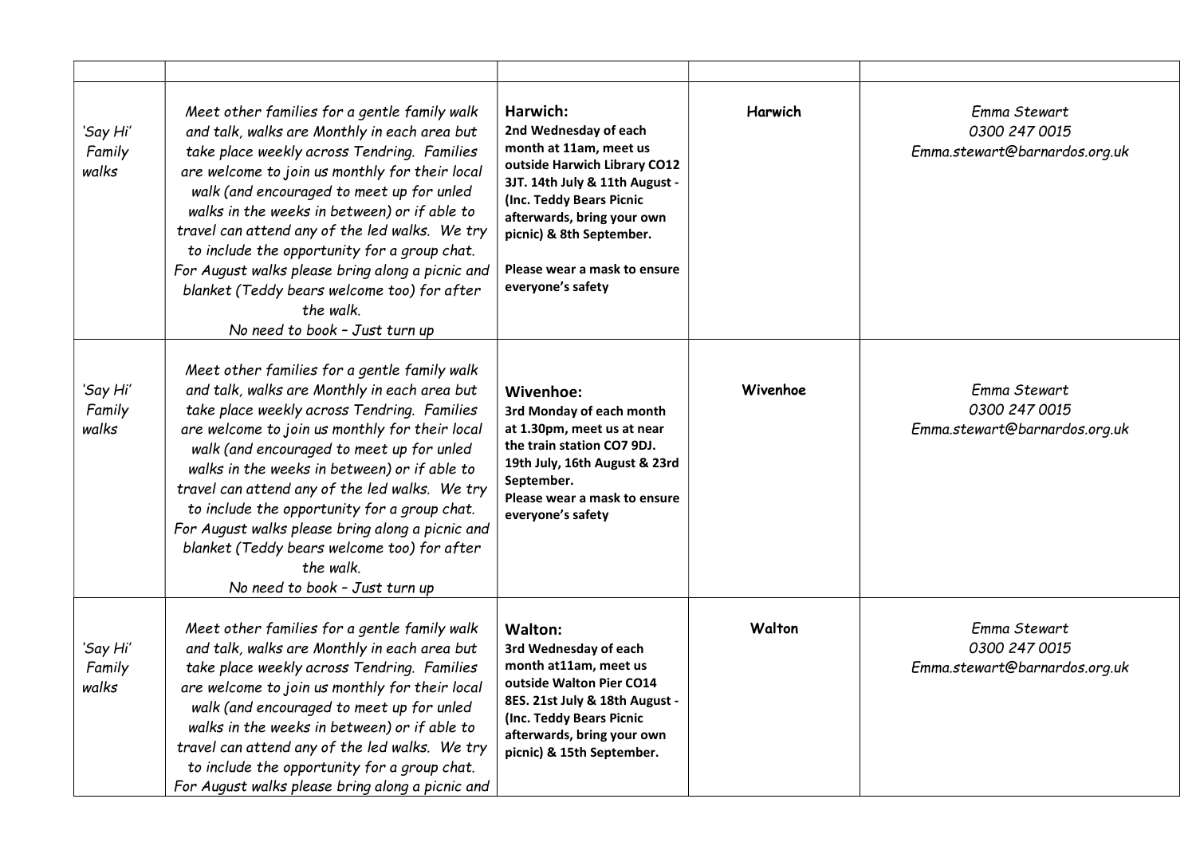| | | | | |
|---|---|---|---|---|
| *'Say Hi' Family walks* | *Meet other families for a gentle family walk and talk, walks are Monthly in each area but take place weekly across Tendring. Families are welcome to join us monthly for their local walk (and encouraged to meet up for unled walks in the weeks in between) or if able to travel can attend any of the led walks. We try to include the opportunity for a group chat. For August walks please bring along a picnic and blanket (Teddy bears welcome too) for after the walk. No need to book – Just turn up* | **Harwich:** **2nd Wednesday of each month at 11am, meet us outside Harwich Library CO12 3JT. 14th July & 11th August - (Inc. Teddy Bears Picnic afterwards, bring your own picnic) & 8th September.** **Please wear a mask to ensure everyone's safety** | **Harwich** | *Emma Stewart 0300 247 0015 Emma.stewart@barnardos.org.uk* |
| *'Say Hi' Family walks* | *Meet other families for a gentle family walk and talk, walks are Monthly in each area but take place weekly across Tendring. Families are welcome to join us monthly for their local walk (and encouraged to meet up for unled walks in the weeks in between) or if able to travel can attend any of the led walks. We try to include the opportunity for a group chat. For August walks please bring along a picnic and blanket (Teddy bears welcome too) for after the walk. No need to book – Just turn up* | **Wivenhoe:** **3rd Monday of each month at 1.30pm, meet us at near the train station CO7 9DJ. 19th July, 16th August & 23rd September.** **Please wear a mask to ensure everyone's safety** | **Wivenhoe** | *Emma Stewart 0300 247 0015 Emma.stewart@barnardos.org.uk* |
| *'Say Hi' Family walks* | *Meet other families for a gentle family walk and talk, walks are Monthly in each area but take place weekly across Tendring. Families are welcome to join us monthly for their local walk (and encouraged to meet up for unled walks in the weeks in between) or if able to travel can attend any of the led walks. We try to include the opportunity for a group chat. For August walks please bring along a picnic and* | **Walton:** **3rd Wednesday of each month at11am, meet us outside Walton Pier CO14 8ES. 21st July & 18th August - (Inc. Teddy Bears Picnic afterwards, bring your own picnic) & 15th September.** | **Walton** | *Emma Stewart 0300 247 0015 Emma.stewart@barnardos.org.uk* |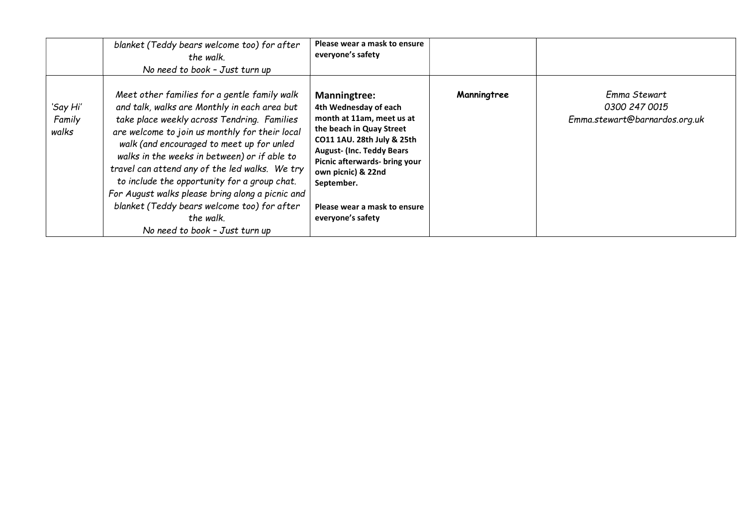| | | | | |
|---|---|---|---|---|
| | *blanket (Teddy bears welcome too) for after the walk.* *No need to book – Just turn up* | **Please wear a mask to ensure everyone's safety** | | |
| *'Say Hi' Family walks* | *Meet other families for a gentle family walk and talk, walks are Monthly in each area but take place weekly across Tendring. Families are welcome to join us monthly for their local walk (and encouraged to meet up for unled walks in the weeks in between) or if able to travel can attend any of the led walks. We try to include the opportunity for a group chat. For August walks please bring along a picnic and blanket (Teddy bears welcome too) for after the walk.* *No need to book – Just turn up* | **Manningtree:** **4th Wednesday of each month at 11am, meet us at the beach in Quay Street CO11 1AU. 28th July & 25th August- (Inc. Teddy Bears Picnic afterwards- bring your own picnic) & 22nd September.** **Please wear a mask to ensure everyone's safety** | **Manningtree** | *Emma Stewart* *0300 247 0015* *Emma.stewart@barnardos.org.uk* |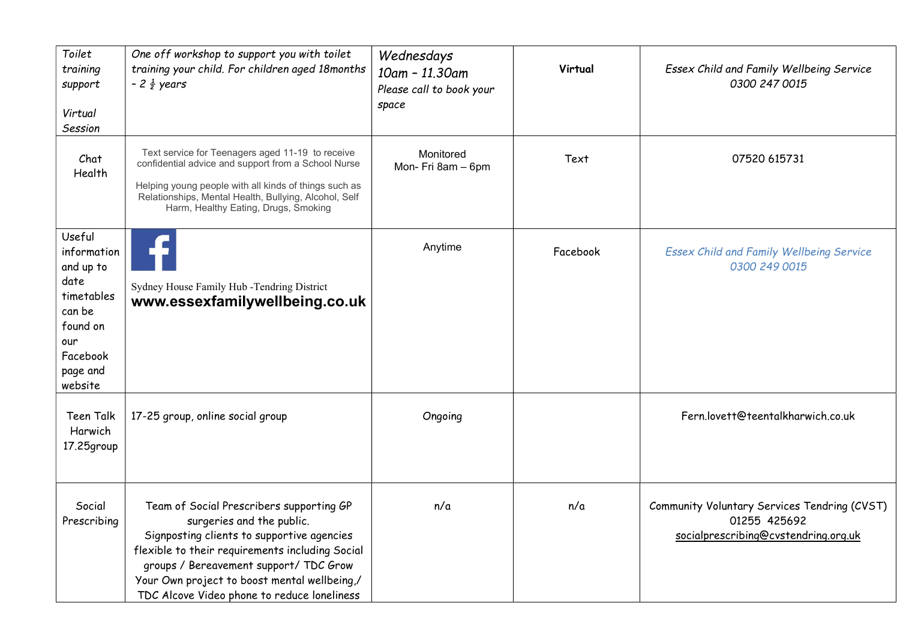| | | | | |
|---|---|---|---|---|
| *Toilet training support*<br><br>*Virtual Session* | *One off workshop to support you with toilet training your child. For children aged 18months – 2 ½ years* | *Wednesdays*<br>*10am – 11.30am*<br>*Please call to book your space* | **Virtual** | *Essex Child and Family Wellbeing Service*<br>*0300 247 0015* |
| Chat Health | Text service for Teenagers aged 11-19 to receive confidential advice and support from a School Nurse<br><br>Helping young people with all kinds of things such as Relationships, Mental Health, Bullying, Alcohol, Self Harm, Healthy Eating, Drugs, Smoking | Monitored<br>Mon- Fri 8am – 6pm | Text | 07520 615731 |
| Useful information and up to date timetables can be found on our Facebook page and website | Sydney House Family Hub -Tendring District<br>**www.essexfamilywellbeing.co.uk** | Anytime | Facebook | *Essex Child and Family Wellbeing Service*<br>*0300 249 0015* |
| Teen Talk Harwich 17.25group | 17-25 group, online social group | Ongoing | | Fern.lovett@teentalkharwich.co.uk |
| Social Prescribing | Team of Social Prescribers supporting GP surgeries and the public.<br>Signposting clients to supportive agencies flexible to their requirements including Social groups / Bereavement support/ TDC Grow Your Own project to boost mental wellbeing,/ TDC Alcove Video phone to reduce loneliness | n/a | n/a | Community Voluntary Services Tendring (CVST)<br>01255 425692<br>socialprescribing@cvstendring.org.uk |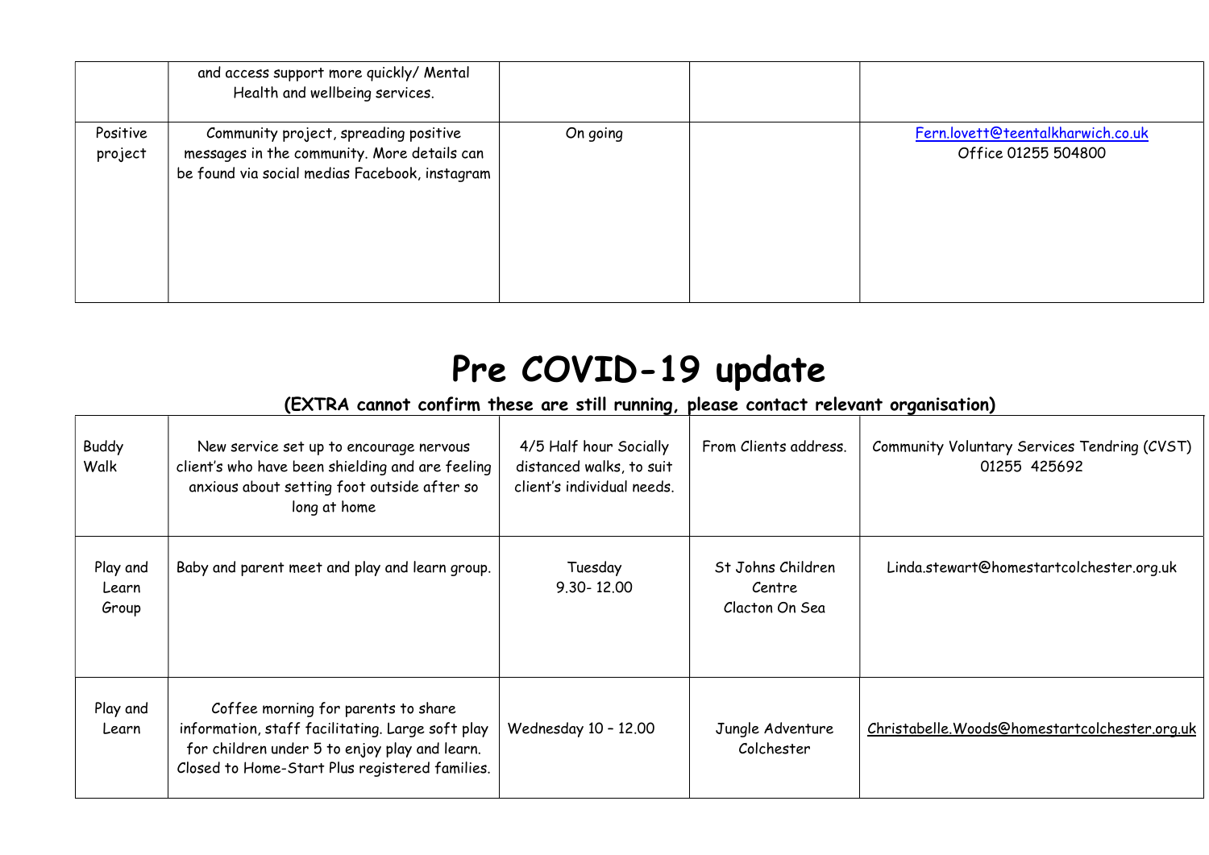|  |  |  |  |  |
|---|---|---|---|---|
|  | and access support more quickly/ Mental Health and wellbeing services. |  |  |  |
| Positive project | Community project, spreading positive messages in the community. More details can be found via social medias Facebook, instagram | On going |  | Fern.lovett@teentalkharwich.co.uk Office 01255 504800 |

# Pre COVID-19 update

## (EXTRA cannot confirm these are still running, please contact relevant organisation)

|  |  |  |  |  |
|---|---|---|---|---|
| Buddy Walk | New service set up to encourage nervous client's who have been shielding and are feeling anxious about setting foot outside after so long at home | 4/5 Half hour Socially distanced walks, to suit client's individual needs. | From Clients address. | Community Voluntary Services Tendring (CVST) 01255 425692 |
| Play and Learn Group | Baby and parent meet and play and learn group. | Tuesday 9.30- 12.00 | St Johns Children Centre Clacton On Sea | Linda.stewart@homestartcolchester.org.uk |
| Play and Learn | Coffee morning for parents to share information, staff facilitating. Large soft play for children under 5 to enjoy play and learn. Closed to Home-Start Plus registered families. | Wednesday 10 – 12.00 | Jungle Adventure Colchester | Christabelle.Woods@homestartcolchester.org.uk |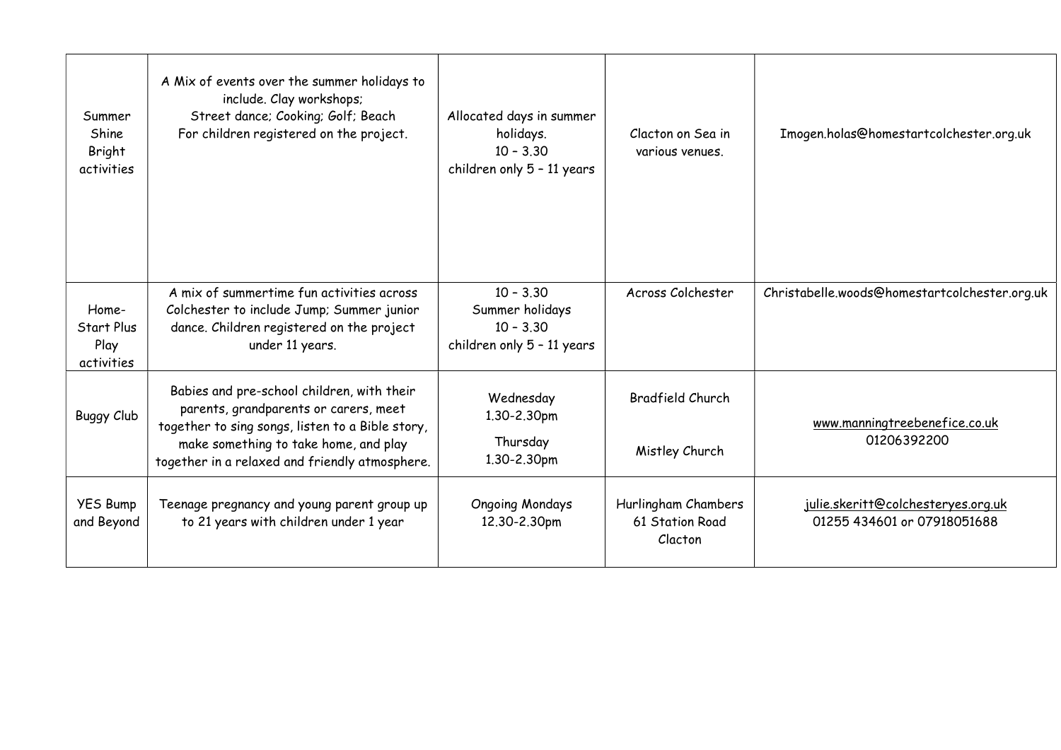| | | | | |
|---|---|---|---|---|
| Summer Shine Bright activities | A Mix of events over the summer holidays to include. Clay workshops; Street dance; Cooking; Golf; Beach For children registered on the project. | Allocated days in summer holidays. 10 – 3.30 children only 5 – 11 years | Clacton on Sea in various venues. | Imogen.holas@homestartcolchester.org.uk |
| Home-Start Plus Play activities | A mix of summertime fun activities across Colchester to include Jump; Summer junior dance. Children registered on the project under 11 years. | 10 – 3.30 Summer holidays 10 – 3.30 children only 5 – 11 years | Across Colchester | Christabelle.woods@homestartcolchester.org.uk |
| Buggy Club | Babies and pre-school children, with their parents, grandparents or carers, meet together to sing songs, listen to a Bible story, make something to take home, and play together in a relaxed and friendly atmosphere. | Wednesday 1.30-2.30pm<br>Thursday 1.30-2.30pm | Bradfield Church<br>Mistley Church | www.manningtreebenefice.co.uk 01206392200 |
| YES Bump and Beyond | Teenage pregnancy and young parent group up to 21 years with children under 1 year | Ongoing Mondays 12.30-2.30pm | Hurlingham Chambers 61 Station Road Clacton | julie.skeritt@colchesteryes.org.uk 01255 434601 or 07918051688 |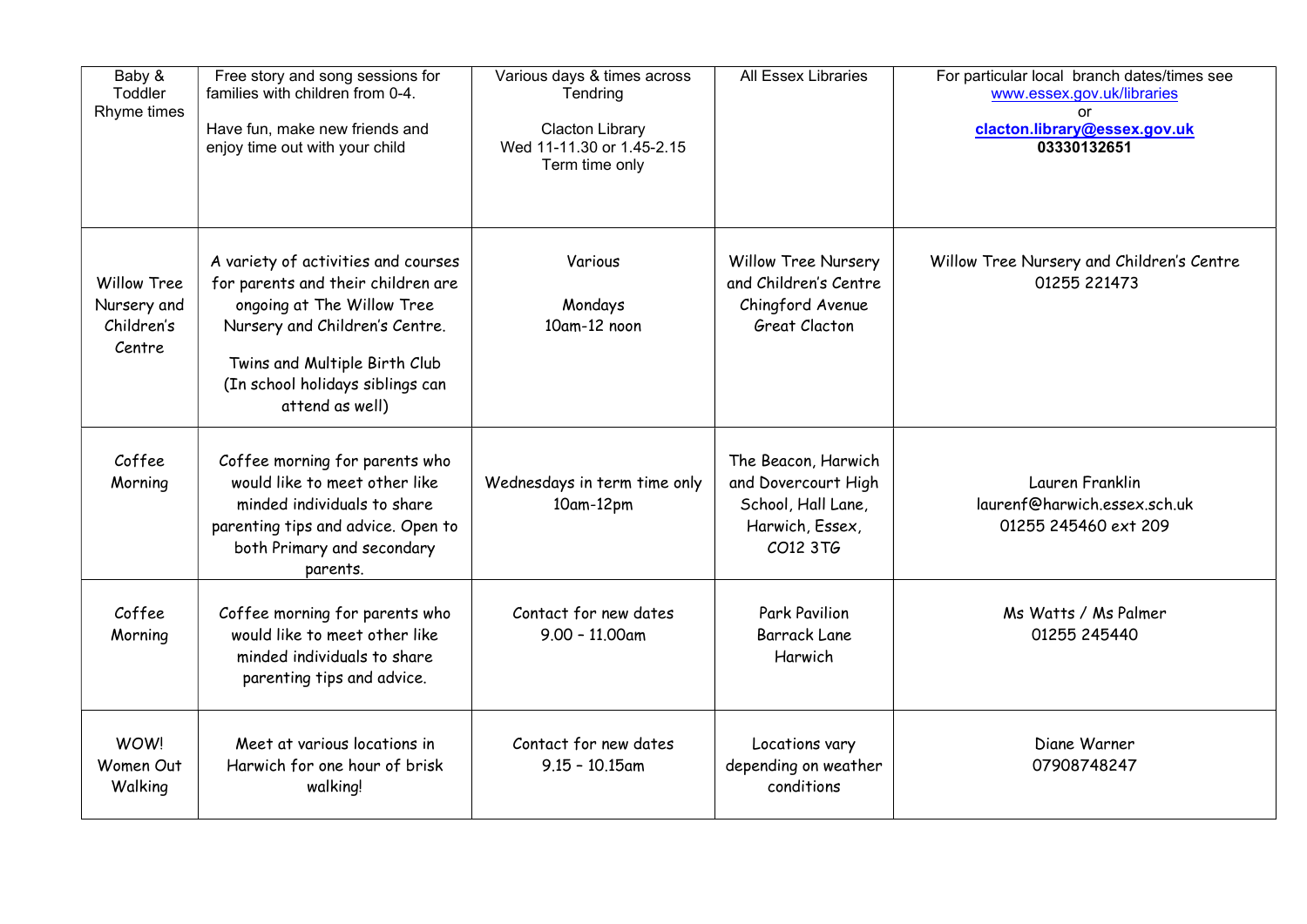| | | | | |
|---|---|---|---|---|
| Baby & Toddler Rhyme times | Free story and song sessions for families with children from 0-4.<br><br>Have fun, make new friends and enjoy time out with your child | Various days & times across Tendring<br><br>Clacton Library<br>Wed 11-11.30 or 1.45-2.15<br>Term time only | All Essex Libraries | For particular local branch dates/times see www.essex.gov.uk/libraries<br>or<br>**clacton.library@essex.gov.uk**<br>**03330132651** |
| Willow Tree Nursery and Children's Centre | A variety of activities and courses for parents and their children are ongoing at The Willow Tree Nursery and Children's Centre.<br><br>Twins and Multiple Birth Club (In school holidays siblings can attend as well) | Various<br><br>Mondays<br>10am-12 noon | Willow Tree Nursery and Children's Centre Chingford Avenue Great Clacton | Willow Tree Nursery and Children's Centre<br>01255 221473 |
| Coffee Morning | Coffee morning for parents who would like to meet other like minded individuals to share parenting tips and advice. Open to both Primary and secondary parents. | Wednesdays in term time only<br>10am-12pm | The Beacon, Harwich and Dovercourt High School, Hall Lane, Harwich, Essex, CO12 3TG | Lauren Franklin<br>laurenf@harwich.essex.sch.uk<br>01255 245460 ext 209 |
| Coffee Morning | Coffee morning for parents who would like to meet other like minded individuals to share parenting tips and advice. | Contact for new dates<br>9.00 – 11.00am | Park Pavilion<br>Barrack Lane<br>Harwich | Ms Watts / Ms Palmer<br>01255 245440 |
| WOW! Women Out Walking | Meet at various locations in Harwich for one hour of brisk walking! | Contact for new dates<br>9.15 – 10.15am | Locations vary depending on weather conditions | Diane Warner<br>07908748247 |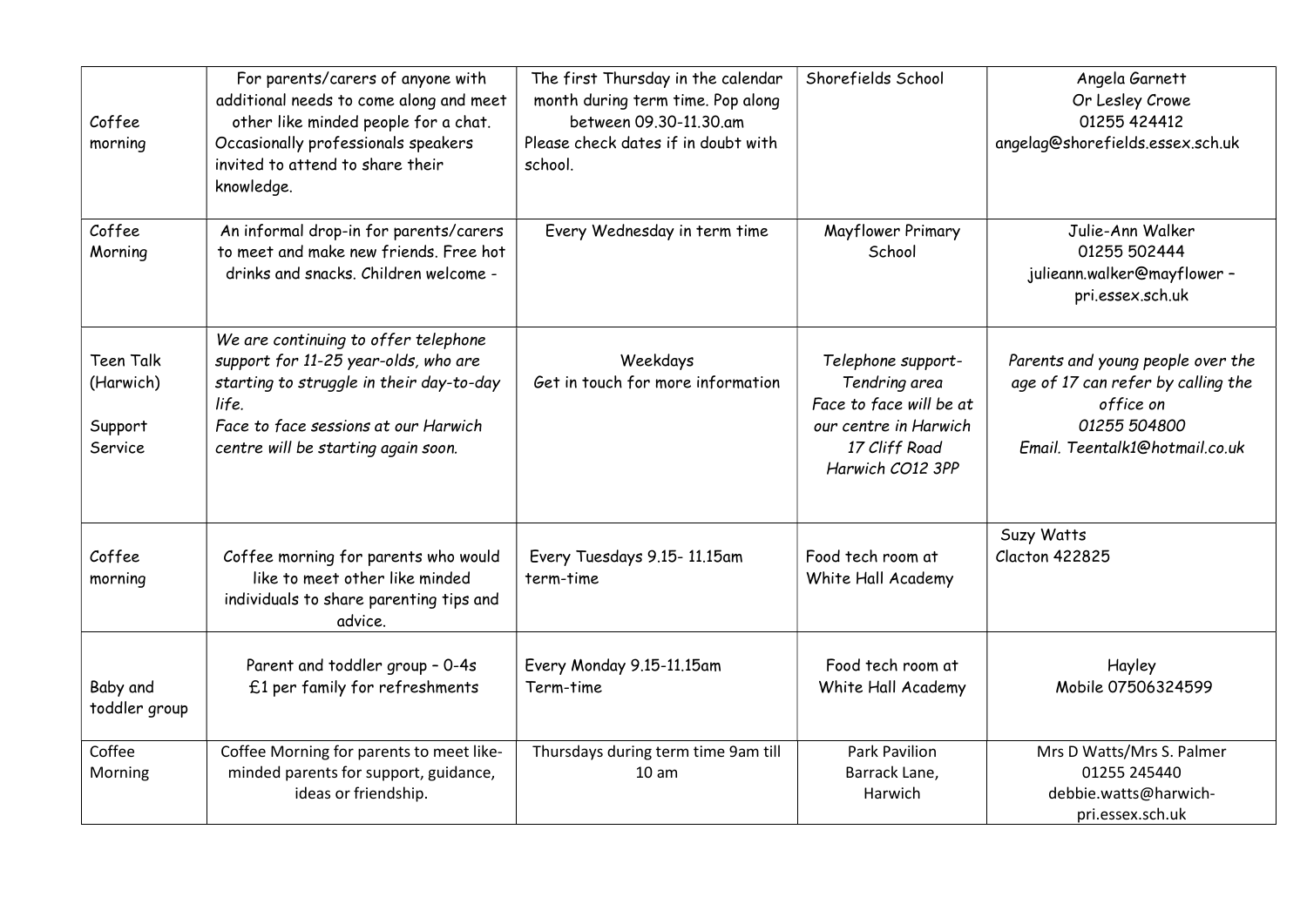| | | | | |
|---|---|---|---|---|
| Coffee morning | For parents/carers of anyone with additional needs to come along and meet other like minded people for a chat. Occasionally professionals speakers invited to attend to share their knowledge. | The first Thursday in the calendar month during term time. Pop along between 09.30-11.30.am Please check dates if in doubt with school. | Shorefields School | Angela Garnett Or Lesley Crowe 01255 424412 angelag@shorefields.essex.sch.uk |
| Coffee Morning | An informal drop-in for parents/carers to meet and make new friends. Free hot drinks and snacks. Children welcome - | Every Wednesday in term time | Mayflower Primary School | Julie-Ann Walker 01255 502444 julieann.walker@mayflower – pri.essex.sch.uk |
| Teen Talk (Harwich) Support Service | *We are continuing to offer telephone support for 11-25 year-olds, who are starting to struggle in their day-to-day life. Face to face sessions at our Harwich centre will be starting again soon.* | Weekdays Get in touch for more information | *Telephone support- Tendring area Face to face will be at our centre in Harwich 17 Cliff Road Harwich CO12 3PP* | *Parents and young people over the age of 17 can refer by calling the office on 01255 504800 Email. Teentalk1@hotmail.co.uk* |
| Coffee morning | Coffee morning for parents who would like to meet other like minded individuals to share parenting tips and advice. | Every Tuesdays 9.15- 11.15am term-time | Food tech room at White Hall Academy | Suzy Watts Clacton 422825 |
| Baby and toddler group | Parent and toddler group – 0-4s £1 per family for refreshments | Every Monday 9.15-11.15am Term-time | Food tech room at White Hall Academy | Hayley Mobile 07506324599 |
| Coffee Morning | Coffee Morning for parents to meet like-minded parents for support, guidance, ideas or friendship. | Thursdays during term time 9am till 10 am | Park Pavilion Barrack Lane, Harwich | Mrs D Watts/Mrs S. Palmer 01255 245440 debbie.watts@harwich-pri.essex.sch.uk |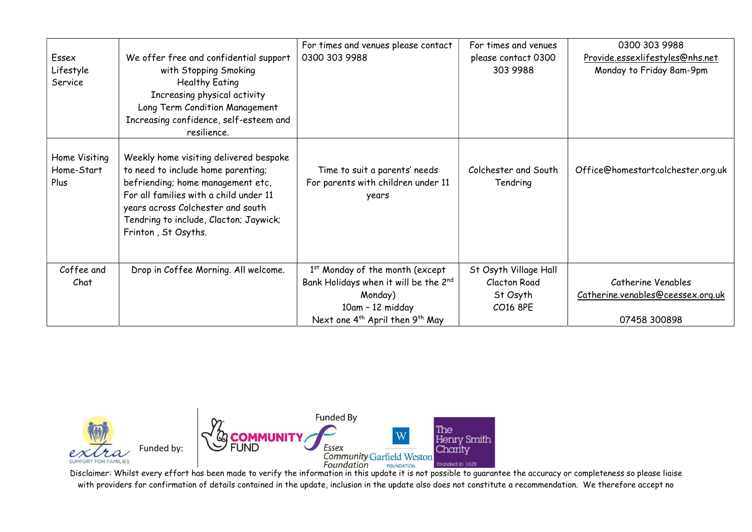| Essex Lifestyle Service | We offer free and confidential support with Stopping Smoking<br>Healthy Eating<br>Increasing physical activity<br>Long Term Condition Management<br>Increasing confidence, self-esteem and resilience. | For times and venues please contact 0300 303 9988 | For times and venues please contact 0300 303 9988 | 0300 303 9988<br>Provide.essexlifestyles@nhs.net<br>Monday to Friday 8am-9pm |
|---|---|---|---|---|
| Home Visiting Home-Start Plus | Weekly home visiting delivered bespoke to need to include home parenting; befriending; home management etc, For all families with a child under 11 years across Colchester and south Tendring to include, Clacton; Jaywick; Frinton , St Osyths. | Time to suit a parents' needs<br>For parents with children under 11 years | Colchester and South Tendring | Office@homestartcolchester.org.uk |
| Coffee and Chat | Drop in Coffee Morning. All welcome. | 1st Monday of the month (except Bank Holidays when it will be the 2nd Monday)<br>10am – 12 midday<br>Next one 4th April then 9th May | St Osyth Village Hall<br>Clacton Road<br>St Osyth<br>CO16 8PE | Catherine Venables<br>Catherine.venables@ceessex.org.uk<br><br>07458 300898 |

extra SUPPORT FOR FAMILIES Funded by: COMMUNITY FUND

Funded By Essex Community Foundation, Garfield Weston Foundation, The Henry Smith Charity founded in 1628

Disclaimer: Whilst every effort has been made to verify the information in this update it is not possible to guarantee the accuracy or completeness so please liaise with providers for confirmation of details contained in the update, inclusion in the update also does not constitute a recommendation. We therefore accept no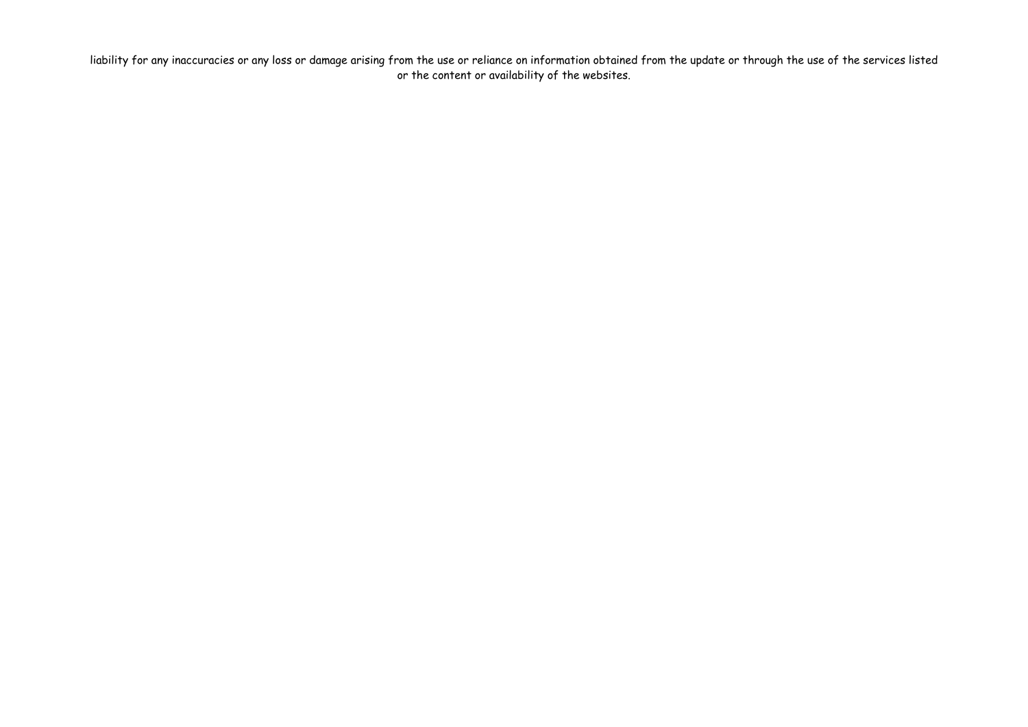liability for any inaccuracies or any loss or damage arising from the use or reliance on information obtained from the update or through the use of the services listed or the content or availability of the websites.